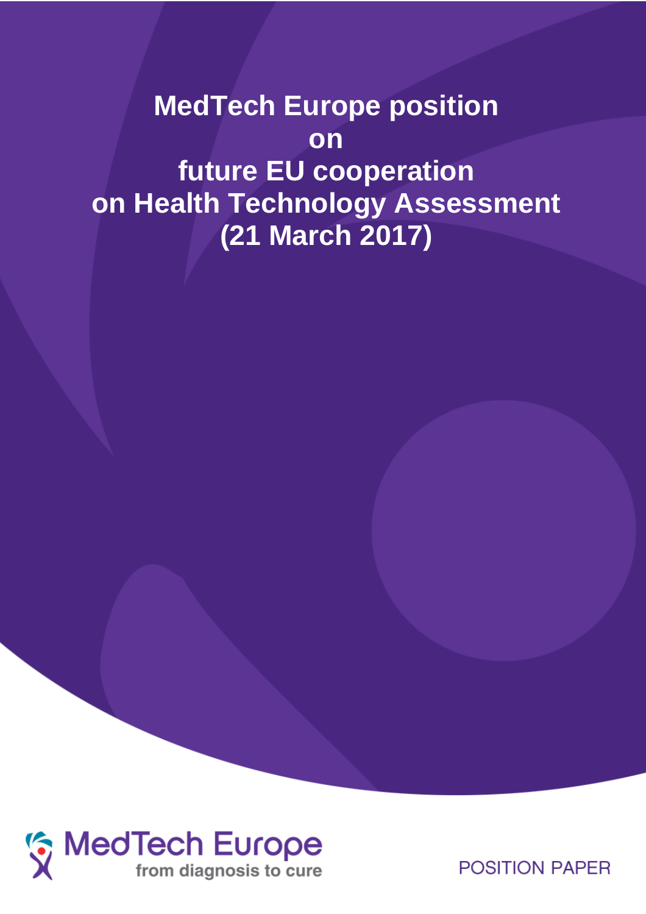# MedTech Europe position on future EU cooperation on Health Technology Assessment (21 March 2017)

MedTech Europe
from diagnosis to cure

POSITION PAPER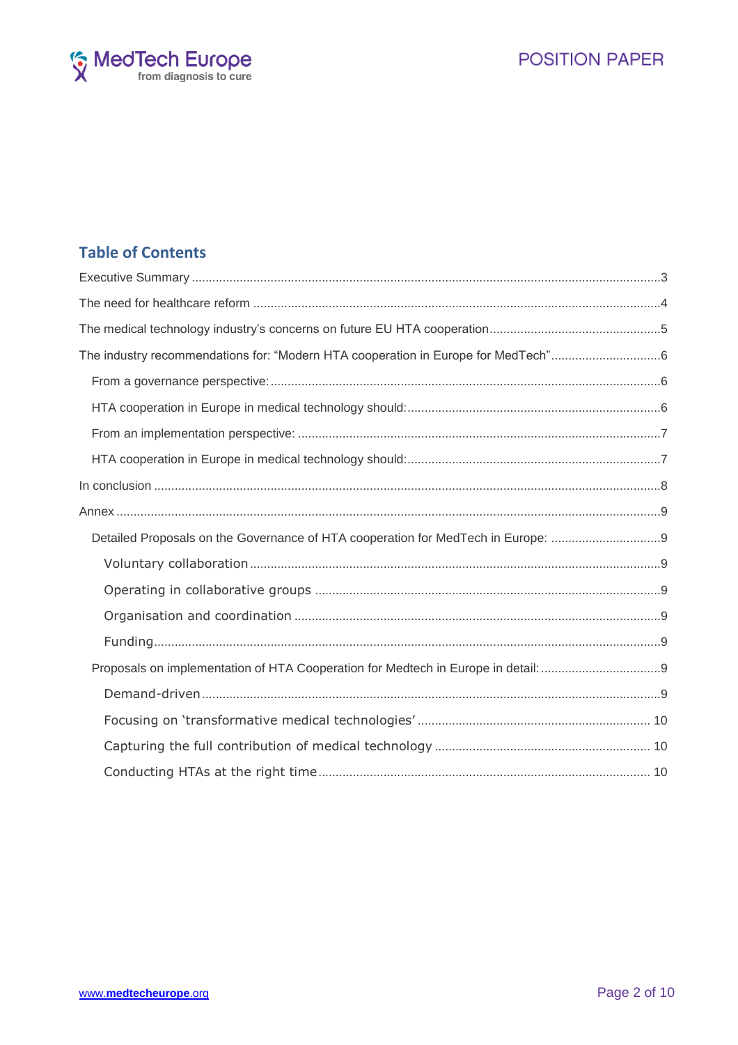## Table of Contents

Executive Summary ....................................................................................................................................3

The need for healthcare reform ..................................................................................................................4

The medical technology industry's concerns on future EU HTA cooperation.................................................5

The industry recommendations for: "Modern HTA cooperation in Europe for MedTech"................................6

- From a governance perspective:..............................................................................................................6
- HTA cooperation in Europe in medical technology should:.........................................................................6
- From an implementation perspective: .......................................................................................................7
- HTA cooperation in Europe in medical technology should:.........................................................................7

In conclusion .............................................................................................................................................8

Annex ........................................................................................................................................................9

- Detailed Proposals on the Governance of HTA cooperation for MedTech in Europe: ...............................9
  - Voluntary collaboration .......................................................................................................................9
  - Operating in collaborative groups ........................................................................................................9
  - Organisation and coordination .............................................................................................................9
  - Funding..............................................................................................................................................9
- Proposals on implementation of HTA Cooperation for Medtech in Europe in detail: ...................................9
  - Demand-driven ..................................................................................................................................9
  - Focusing on 'transformative medical technologies' ............................................................................ 10
  - Capturing the full contribution of medical technology ........................................................................ 10
  - Conducting HTAs at the right time ................................................................................................... 10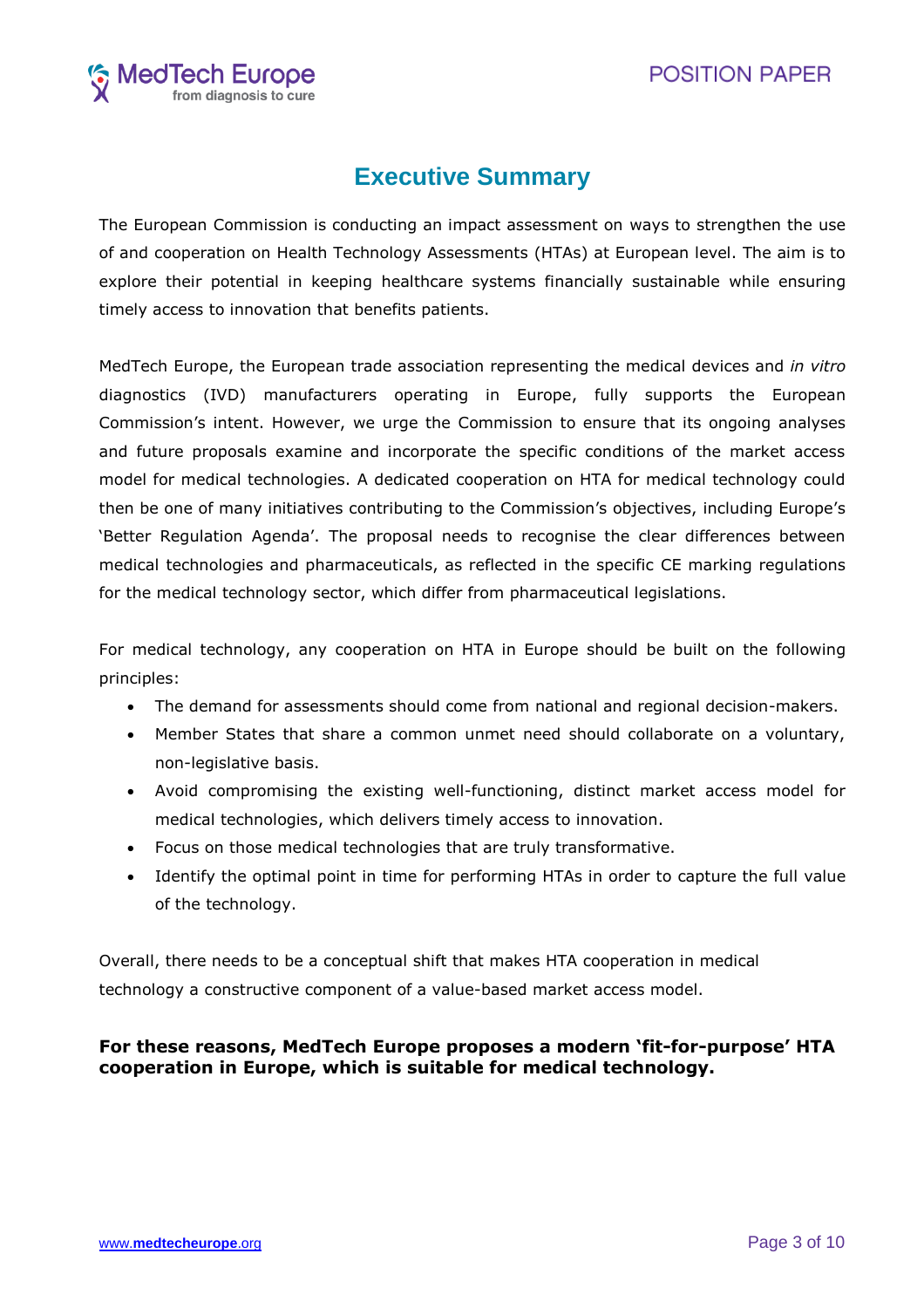# Executive Summary

The European Commission is conducting an impact assessment on ways to strengthen the use of and cooperation on Health Technology Assessments (HTAs) at European level. The aim is to explore their potential in keeping healthcare systems financially sustainable while ensuring timely access to innovation that benefits patients.

MedTech Europe, the European trade association representing the medical devices and *in vitro* diagnostics (IVD) manufacturers operating in Europe, fully supports the European Commission's intent. However, we urge the Commission to ensure that its ongoing analyses and future proposals examine and incorporate the specific conditions of the market access model for medical technologies. A dedicated cooperation on HTA for medical technology could then be one of many initiatives contributing to the Commission's objectives, including Europe's 'Better Regulation Agenda'. The proposal needs to recognise the clear differences between medical technologies and pharmaceuticals, as reflected in the specific CE marking regulations for the medical technology sector, which differ from pharmaceutical legislations.

For medical technology, any cooperation on HTA in Europe should be built on the following principles:

- The demand for assessments should come from national and regional decision-makers.
- Member States that share a common unmet need should collaborate on a voluntary, non-legislative basis.
- Avoid compromising the existing well-functioning, distinct market access model for medical technologies, which delivers timely access to innovation.
- Focus on those medical technologies that are truly transformative.
- Identify the optimal point in time for performing HTAs in order to capture the full value of the technology.

Overall, there needs to be a conceptual shift that makes HTA cooperation in medical technology a constructive component of a value-based market access model.

**For these reasons, MedTech Europe proposes a modern 'fit-for-purpose' HTA cooperation in Europe, which is suitable for medical technology.**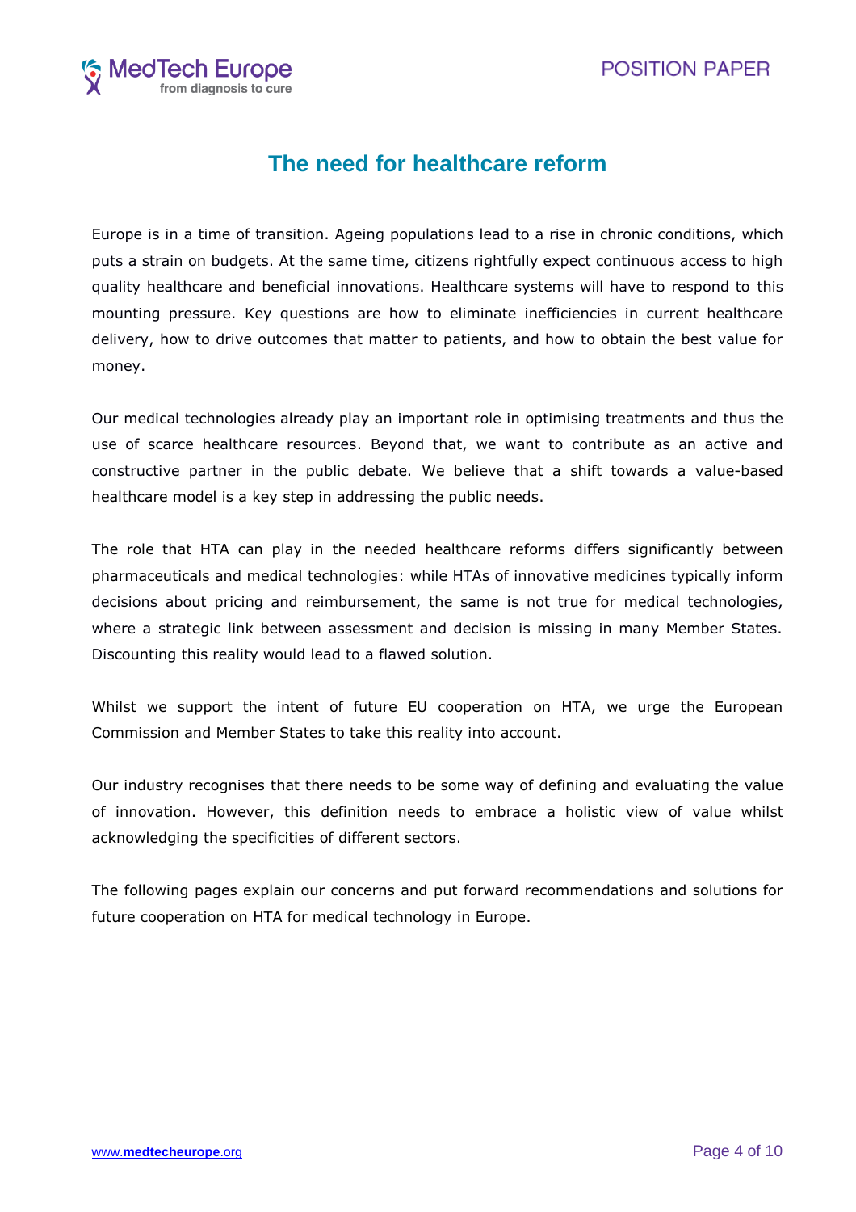# The need for healthcare reform

Europe is in a time of transition. Ageing populations lead to a rise in chronic conditions, which puts a strain on budgets. At the same time, citizens rightfully expect continuous access to high quality healthcare and beneficial innovations. Healthcare systems will have to respond to this mounting pressure. Key questions are how to eliminate inefficiencies in current healthcare delivery, how to drive outcomes that matter to patients, and how to obtain the best value for money.

Our medical technologies already play an important role in optimising treatments and thus the use of scarce healthcare resources. Beyond that, we want to contribute as an active and constructive partner in the public debate. We believe that a shift towards a value-based healthcare model is a key step in addressing the public needs.

The role that HTA can play in the needed healthcare reforms differs significantly between pharmaceuticals and medical technologies: while HTAs of innovative medicines typically inform decisions about pricing and reimbursement, the same is not true for medical technologies, where a strategic link between assessment and decision is missing in many Member States. Discounting this reality would lead to a flawed solution.

Whilst we support the intent of future EU cooperation on HTA, we urge the European Commission and Member States to take this reality into account.

Our industry recognises that there needs to be some way of defining and evaluating the value of innovation. However, this definition needs to embrace a holistic view of value whilst acknowledging the specificities of different sectors.

The following pages explain our concerns and put forward recommendations and solutions for future cooperation on HTA for medical technology in Europe.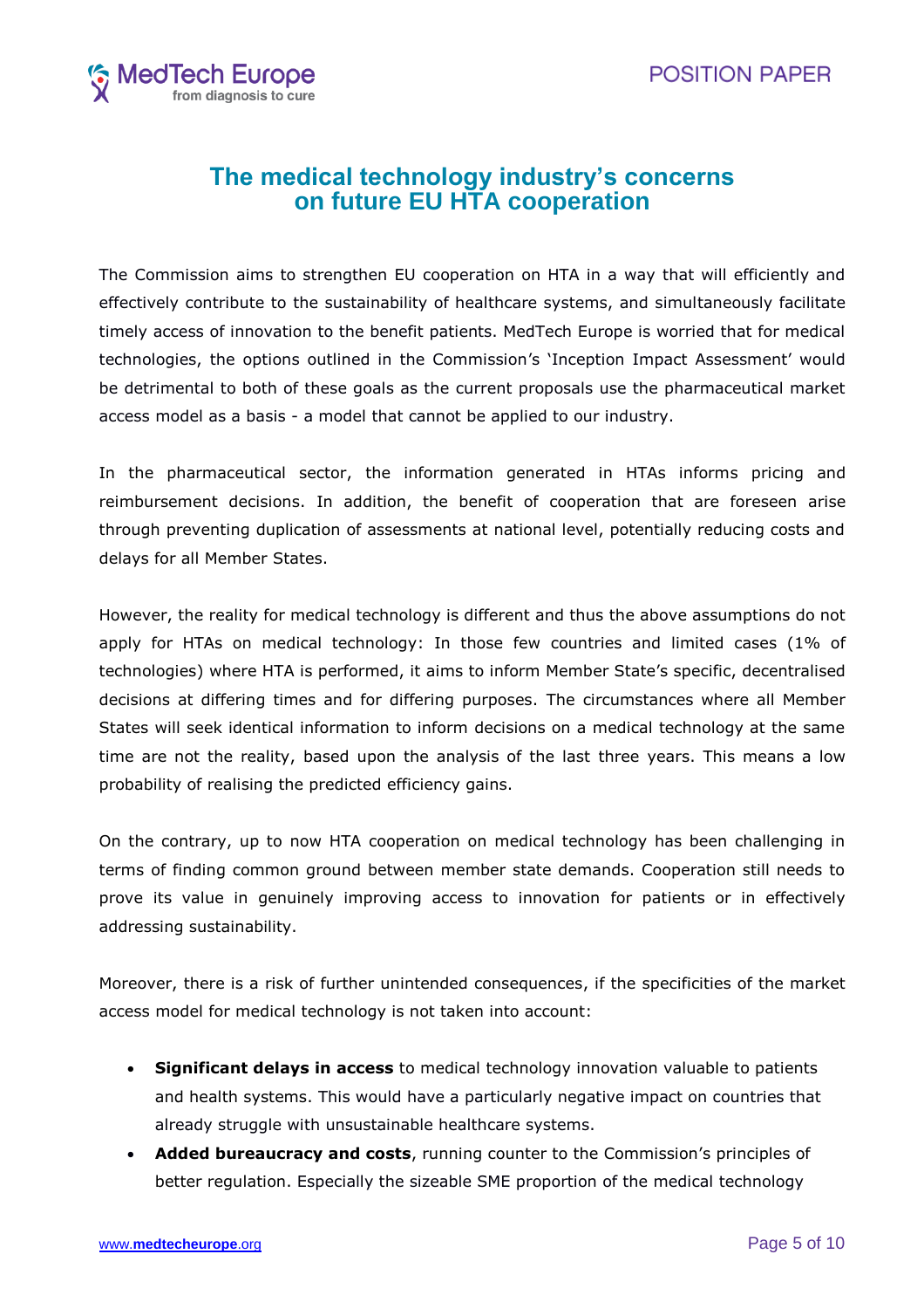# The medical technology industry's concerns on future EU HTA cooperation

The Commission aims to strengthen EU cooperation on HTA in a way that will efficiently and effectively contribute to the sustainability of healthcare systems, and simultaneously facilitate timely access of innovation to the benefit patients. MedTech Europe is worried that for medical technologies, the options outlined in the Commission's 'Inception Impact Assessment' would be detrimental to both of these goals as the current proposals use the pharmaceutical market access model as a basis - a model that cannot be applied to our industry.

In the pharmaceutical sector, the information generated in HTAs informs pricing and reimbursement decisions. In addition, the benefit of cooperation that are foreseen arise through preventing duplication of assessments at national level, potentially reducing costs and delays for all Member States.

However, the reality for medical technology is different and thus the above assumptions do not apply for HTAs on medical technology: In those few countries and limited cases (1% of technologies) where HTA is performed, it aims to inform Member State's specific, decentralised decisions at differing times and for differing purposes. The circumstances where all Member States will seek identical information to inform decisions on a medical technology at the same time are not the reality, based upon the analysis of the last three years. This means a low probability of realising the predicted efficiency gains.

On the contrary, up to now HTA cooperation on medical technology has been challenging in terms of finding common ground between member state demands. Cooperation still needs to prove its value in genuinely improving access to innovation for patients or in effectively addressing sustainability.

Moreover, there is a risk of further unintended consequences, if the specificities of the market access model for medical technology is not taken into account:

- **Significant delays in access** to medical technology innovation valuable to patients and health systems. This would have a particularly negative impact on countries that already struggle with unsustainable healthcare systems.
- **Added bureaucracy and costs**, running counter to the Commission's principles of better regulation. Especially the sizeable SME proportion of the medical technology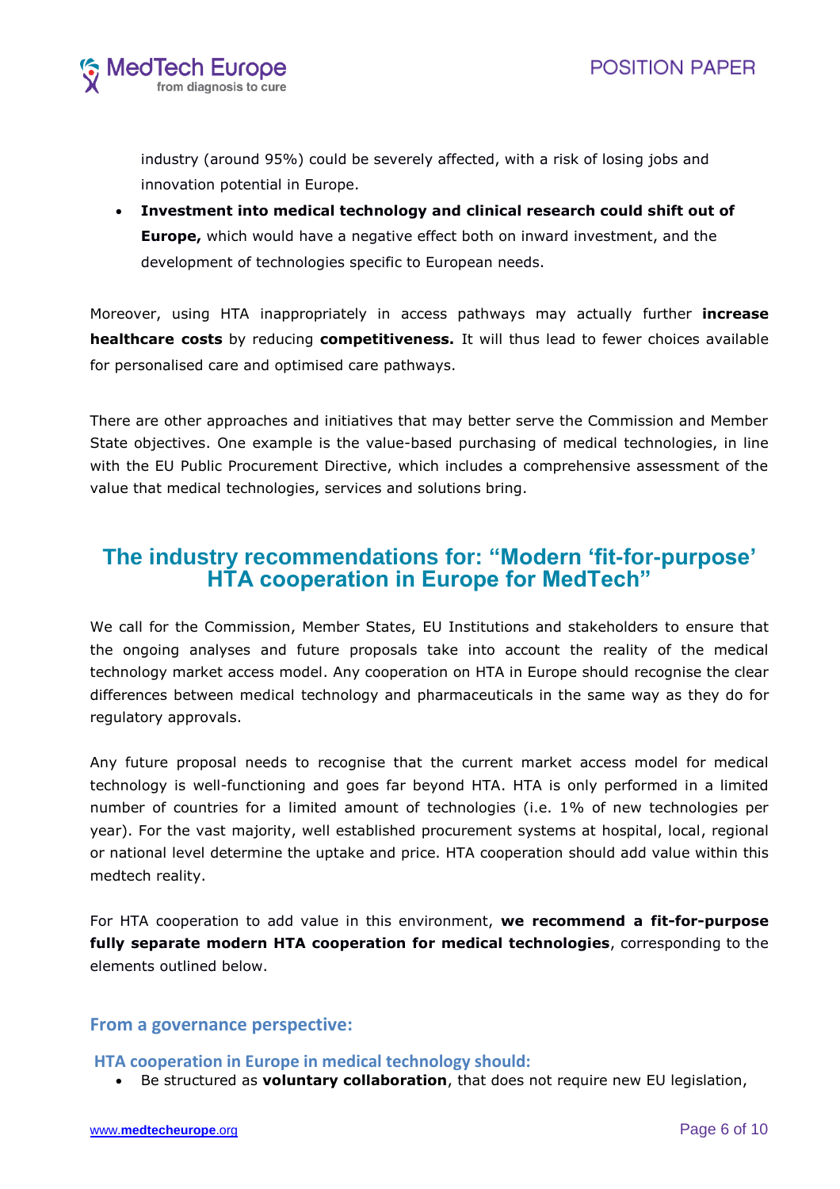industry (around 95%) could be severely affected, with a risk of losing jobs and innovation potential in Europe.

- **Investment into medical technology and clinical research could shift out of Europe,** which would have a negative effect both on inward investment, and the development of technologies specific to European needs.

Moreover, using HTA inappropriately in access pathways may actually further **increase healthcare costs** by reducing **competitiveness.** It will thus lead to fewer choices available for personalised care and optimised care pathways.

There are other approaches and initiatives that may better serve the Commission and Member State objectives. One example is the value-based purchasing of medical technologies, in line with the EU Public Procurement Directive, which includes a comprehensive assessment of the value that medical technologies, services and solutions bring.

## The industry recommendations for: "Modern 'fit-for-purpose' HTA cooperation in Europe for MedTech"

We call for the Commission, Member States, EU Institutions and stakeholders to ensure that the ongoing analyses and future proposals take into account the reality of the medical technology market access model. Any cooperation on HTA in Europe should recognise the clear differences between medical technology and pharmaceuticals in the same way as they do for regulatory approvals.

Any future proposal needs to recognise that the current market access model for medical technology is well-functioning and goes far beyond HTA. HTA is only performed in a limited number of countries for a limited amount of technologies (i.e. 1% of new technologies per year). For the vast majority, well established procurement systems at hospital, local, regional or national level determine the uptake and price. HTA cooperation should add value within this medtech reality.

For HTA cooperation to add value in this environment, **we recommend a fit-for-purpose fully separate modern HTA cooperation for medical technologies**, corresponding to the elements outlined below.

### From a governance perspective:

#### HTA cooperation in Europe in medical technology should:

- Be structured as **voluntary collaboration**, that does not require new EU legislation,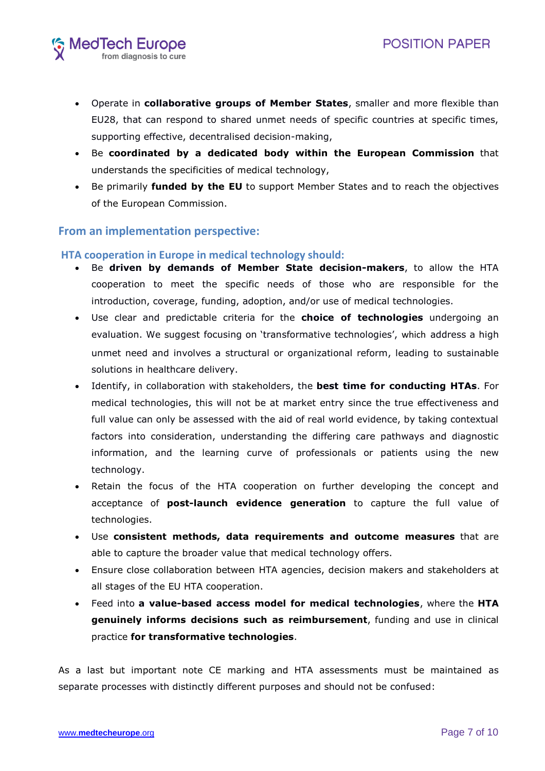- Operate in **collaborative groups of Member States**, smaller and more flexible than EU28, that can respond to shared unmet needs of specific countries at specific times, supporting effective, decentralised decision-making,
- Be **coordinated by a dedicated body within the European Commission** that understands the specificities of medical technology,
- Be primarily **funded by the EU** to support Member States and to reach the objectives of the European Commission.

## From an implementation perspective:

### HTA cooperation in Europe in medical technology should:

- Be **driven by demands of Member State decision-makers**, to allow the HTA cooperation to meet the specific needs of those who are responsible for the introduction, coverage, funding, adoption, and/or use of medical technologies.
- Use clear and predictable criteria for the **choice of technologies** undergoing an evaluation. We suggest focusing on 'transformative technologies', which address a high unmet need and involves a structural or organizational reform, leading to sustainable solutions in healthcare delivery.
- Identify, in collaboration with stakeholders, the **best time for conducting HTAs**. For medical technologies, this will not be at market entry since the true effectiveness and full value can only be assessed with the aid of real world evidence, by taking contextual factors into consideration, understanding the differing care pathways and diagnostic information, and the learning curve of professionals or patients using the new technology.
- Retain the focus of the HTA cooperation on further developing the concept and acceptance of **post-launch evidence generation** to capture the full value of technologies.
- Use **consistent methods, data requirements and outcome measures** that are able to capture the broader value that medical technology offers.
- Ensure close collaboration between HTA agencies, decision makers and stakeholders at all stages of the EU HTA cooperation.
- Feed into **a value-based access model for medical technologies**, where the **HTA genuinely informs decisions such as reimbursement**, funding and use in clinical practice **for transformative technologies**.

As a last but important note CE marking and HTA assessments must be maintained as separate processes with distinctly different purposes and should not be confused: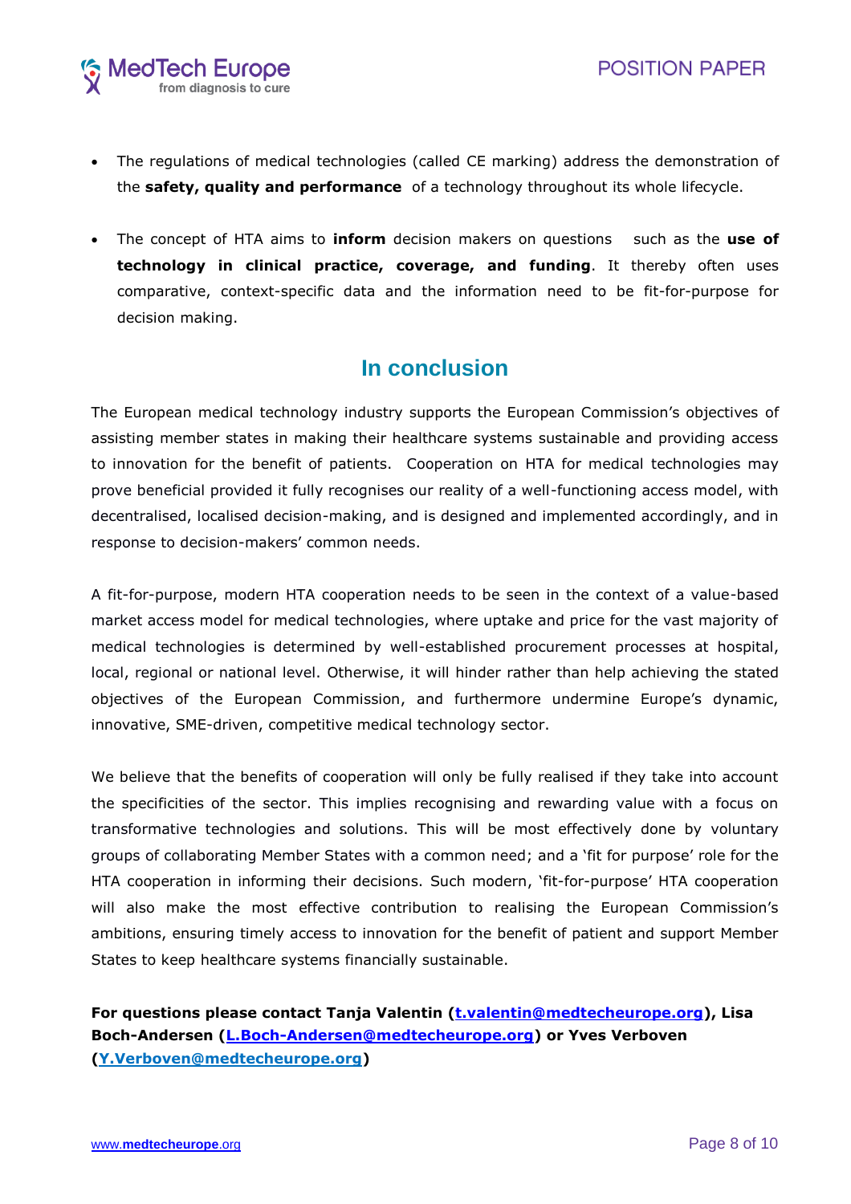- The regulations of medical technologies (called CE marking) address the demonstration of the **safety, quality and performance** of a technology throughout its whole lifecycle.
- The concept of HTA aims to **inform** decision makers on questions such as the **use of technology in clinical practice, coverage, and funding**. It thereby often uses comparative, context-specific data and the information need to be fit-for-purpose for decision making.

## In conclusion

The European medical technology industry supports the European Commission's objectives of assisting member states in making their healthcare systems sustainable and providing access to innovation for the benefit of patients. Cooperation on HTA for medical technologies may prove beneficial provided it fully recognises our reality of a well-functioning access model, with decentralised, localised decision-making, and is designed and implemented accordingly, and in response to decision-makers' common needs.

A fit-for-purpose, modern HTA cooperation needs to be seen in the context of a value-based market access model for medical technologies, where uptake and price for the vast majority of medical technologies is determined by well-established procurement processes at hospital, local, regional or national level. Otherwise, it will hinder rather than help achieving the stated objectives of the European Commission, and furthermore undermine Europe's dynamic, innovative, SME-driven, competitive medical technology sector.

We believe that the benefits of cooperation will only be fully realised if they take into account the specificities of the sector. This implies recognising and rewarding value with a focus on transformative technologies and solutions. This will be most effectively done by voluntary groups of collaborating Member States with a common need; and a 'fit for purpose' role for the HTA cooperation in informing their decisions. Such modern, 'fit-for-purpose' HTA cooperation will also make the most effective contribution to realising the European Commission's ambitions, ensuring timely access to innovation for the benefit of patient and support Member States to keep healthcare systems financially sustainable.

**For questions please contact Tanja Valentin (t.valentin@medtecheurope.org), Lisa Boch-Andersen (L.Boch-Andersen@medtecheurope.org) or Yves Verboven (Y.Verboven@medtecheurope.org)**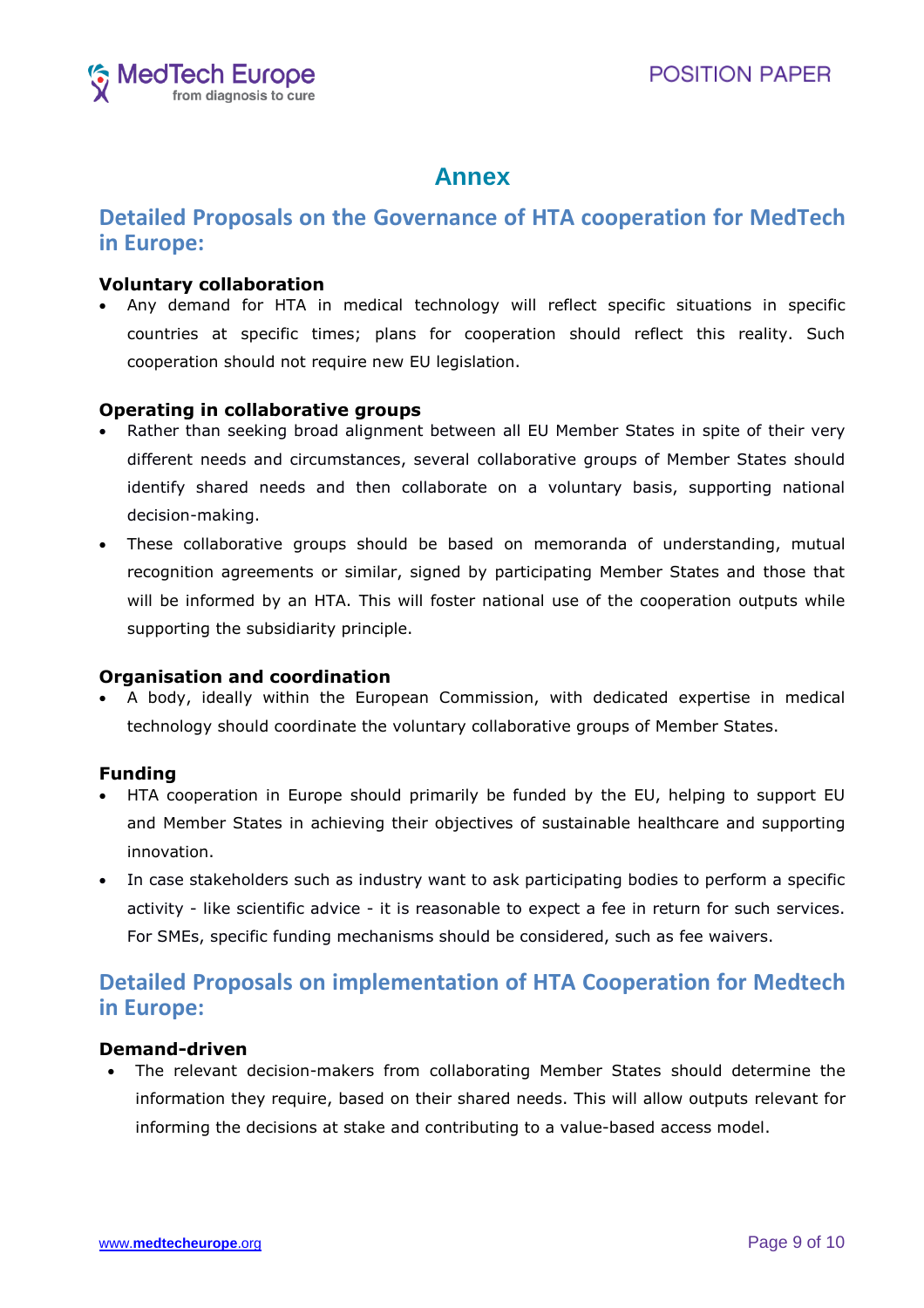# Annex

## Detailed Proposals on the Governance of HTA cooperation for MedTech in Europe:

**Voluntary collaboration**

- Any demand for HTA in medical technology will reflect specific situations in specific countries at specific times; plans for cooperation should reflect this reality. Such cooperation should not require new EU legislation.

**Operating in collaborative groups**

- Rather than seeking broad alignment between all EU Member States in spite of their very different needs and circumstances, several collaborative groups of Member States should identify shared needs and then collaborate on a voluntary basis, supporting national decision-making.
- These collaborative groups should be based on memoranda of understanding, mutual recognition agreements or similar, signed by participating Member States and those that will be informed by an HTA. This will foster national use of the cooperation outputs while supporting the subsidiarity principle.

**Organisation and coordination**

- A body, ideally within the European Commission, with dedicated expertise in medical technology should coordinate the voluntary collaborative groups of Member States.

**Funding**

- HTA cooperation in Europe should primarily be funded by the EU, helping to support EU and Member States in achieving their objectives of sustainable healthcare and supporting innovation.
- In case stakeholders such as industry want to ask participating bodies to perform a specific activity - like scientific advice - it is reasonable to expect a fee in return for such services. For SMEs, specific funding mechanisms should be considered, such as fee waivers.

## Detailed Proposals on implementation of HTA Cooperation for Medtech in Europe:

**Demand-driven**

- The relevant decision-makers from collaborating Member States should determine the information they require, based on their shared needs. This will allow outputs relevant for informing the decisions at stake and contributing to a value-based access model.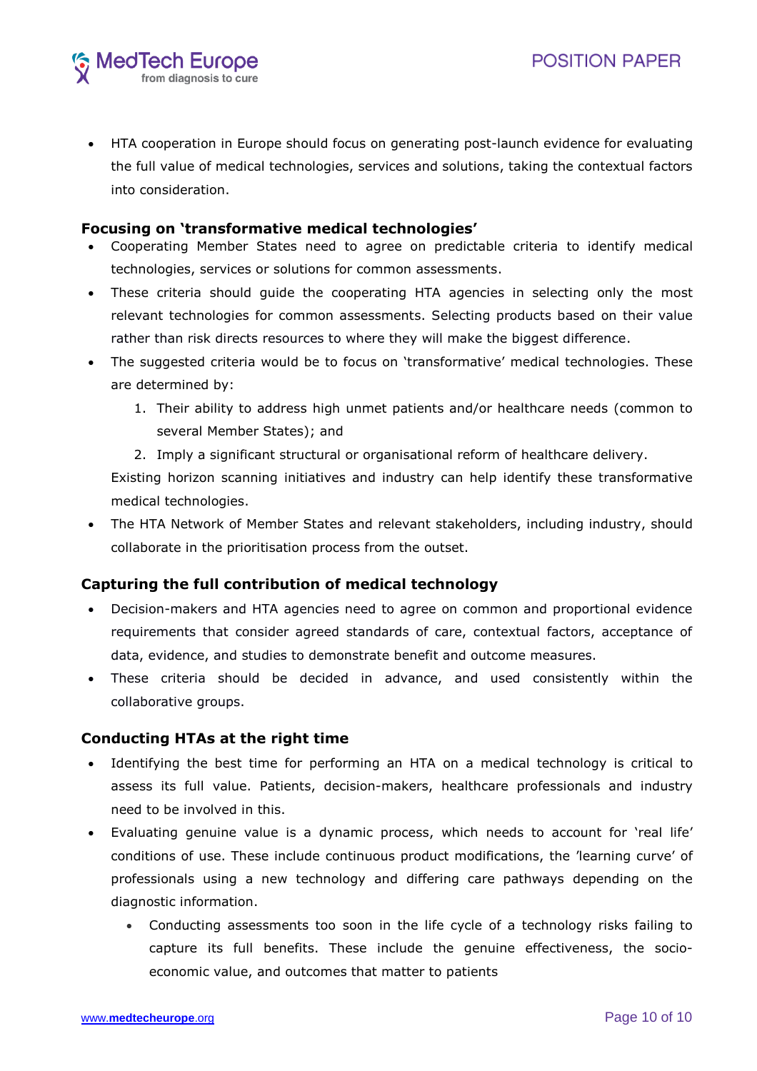- HTA cooperation in Europe should focus on generating post-launch evidence for evaluating the full value of medical technologies, services and solutions, taking the contextual factors into consideration.

**Focusing on 'transformative medical technologies'**

- Cooperating Member States need to agree on predictable criteria to identify medical technologies, services or solutions for common assessments.
- These criteria should guide the cooperating HTA agencies in selecting only the most relevant technologies for common assessments. Selecting products based on their value rather than risk directs resources to where they will make the biggest difference.
- The suggested criteria would be to focus on 'transformative' medical technologies. These are determined by:
  1. Their ability to address high unmet patients and/or healthcare needs (common to several Member States); and
  2. Imply a significant structural or organisational reform of healthcare delivery.

  Existing horizon scanning initiatives and industry can help identify these transformative medical technologies.
- The HTA Network of Member States and relevant stakeholders, including industry, should collaborate in the prioritisation process from the outset.

**Capturing the full contribution of medical technology**

- Decision-makers and HTA agencies need to agree on common and proportional evidence requirements that consider agreed standards of care, contextual factors, acceptance of data, evidence, and studies to demonstrate benefit and outcome measures.
- These criteria should be decided in advance, and used consistently within the collaborative groups.

**Conducting HTAs at the right time**

- Identifying the best time for performing an HTA on a medical technology is critical to assess its full value. Patients, decision-makers, healthcare professionals and industry need to be involved in this.
- Evaluating genuine value is a dynamic process, which needs to account for 'real life' conditions of use. These include continuous product modifications, the 'learning curve' of professionals using a new technology and differing care pathways depending on the diagnostic information.
  - Conducting assessments too soon in the life cycle of a technology risks failing to capture its full benefits. These include the genuine effectiveness, the socio-economic value, and outcomes that matter to patients